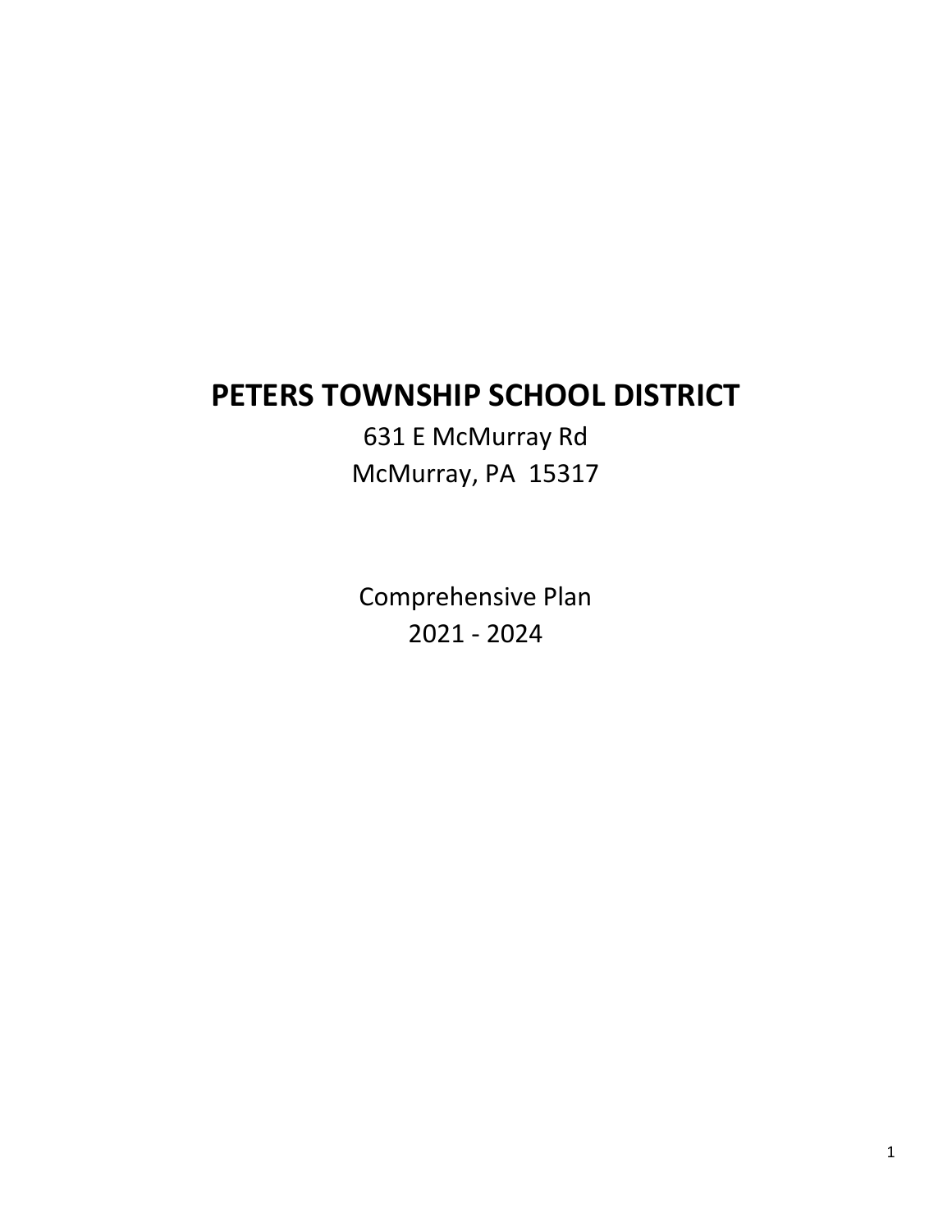# PETERS TOWNSHIP SCHOOL DISTRICT

631 E McMurray Rd
McMurray, PA 15317

Comprehensive Plan
2021 - 2024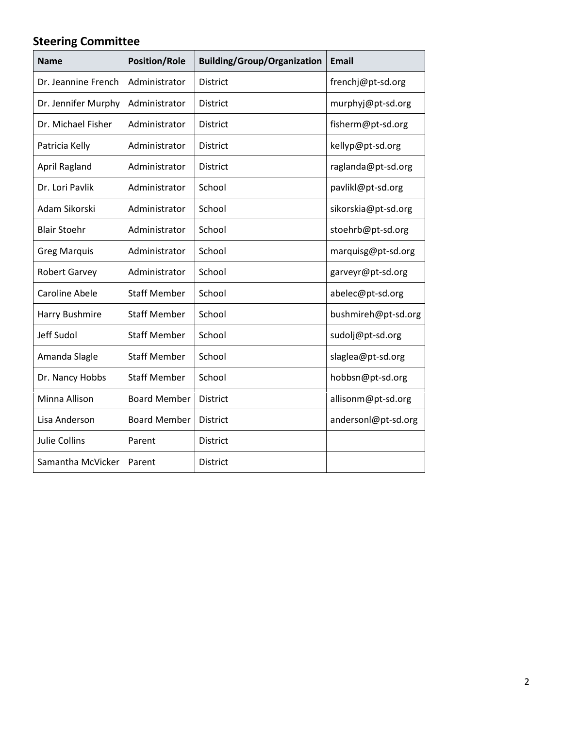## Steering Committee

| Name | Position/Role | Building/Group/Organization | Email |
|---|---|---|---|
| Dr. Jeannine French | Administrator | District | frenchj@pt-sd.org |
| Dr. Jennifer Murphy | Administrator | District | murphyj@pt-sd.org |
| Dr. Michael Fisher | Administrator | District | fisherm@pt-sd.org |
| Patricia Kelly | Administrator | District | kellyp@pt-sd.org |
| April Ragland | Administrator | District | raglanda@pt-sd.org |
| Dr. Lori Pavlik | Administrator | School | pavlikl@pt-sd.org |
| Adam Sikorski | Administrator | School | sikorskia@pt-sd.org |
| Blair Stoehr | Administrator | School | stoehrb@pt-sd.org |
| Greg Marquis | Administrator | School | marquisg@pt-sd.org |
| Robert Garvey | Administrator | School | garveyr@pt-sd.org |
| Caroline Abele | Staff Member | School | abelec@pt-sd.org |
| Harry Bushmire | Staff Member | School | bushmireh@pt-sd.org |
| Jeff Sudol | Staff Member | School | sudolj@pt-sd.org |
| Amanda Slagle | Staff Member | School | slaglea@pt-sd.org |
| Dr. Nancy Hobbs | Staff Member | School | hobbsn@pt-sd.org |
| Minna Allison | Board Member | District | allisonm@pt-sd.org |
| Lisa Anderson | Board Member | District | andersonl@pt-sd.org |
| Julie Collins | Parent | District | |
| Samantha McVicker | Parent | District | |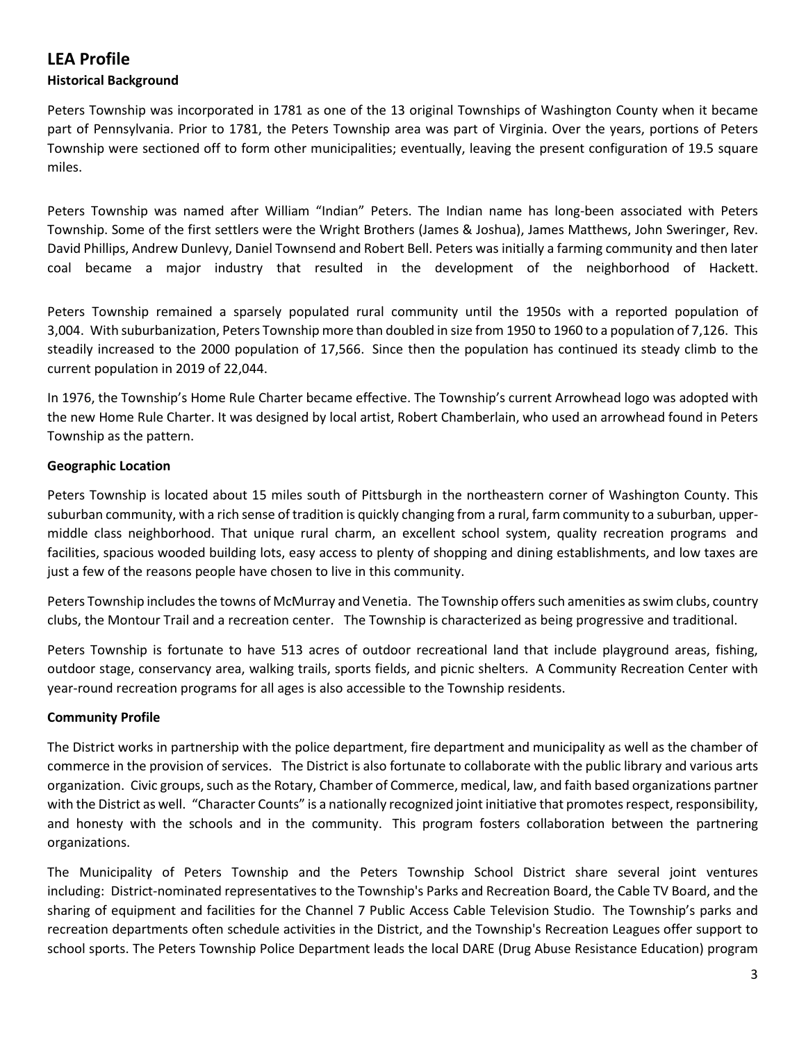# LEA Profile

## Historical Background

Peters Township was incorporated in 1781 as one of the 13 original Townships of Washington County when it became part of Pennsylvania. Prior to 1781, the Peters Township area was part of Virginia. Over the years, portions of Peters Township were sectioned off to form other municipalities; eventually, leaving the present configuration of 19.5 square miles.

Peters Township was named after William "Indian" Peters. The Indian name has long-been associated with Peters Township. Some of the first settlers were the Wright Brothers (James & Joshua), James Matthews, John Sweringer, Rev. David Phillips, Andrew Dunlevy, Daniel Townsend and Robert Bell. Peters was initially a farming community and then later coal became a major industry that resulted in the development of the neighborhood of Hackett.

Peters Township remained a sparsely populated rural community until the 1950s with a reported population of 3,004. With suburbanization, Peters Township more than doubled in size from 1950 to 1960 to a population of 7,126. This steadily increased to the 2000 population of 17,566. Since then the population has continued its steady climb to the current population in 2019 of 22,044.

In 1976, the Township's Home Rule Charter became effective. The Township's current Arrowhead logo was adopted with the new Home Rule Charter. It was designed by local artist, Robert Chamberlain, who used an arrowhead found in Peters Township as the pattern.

## Geographic Location

Peters Township is located about 15 miles south of Pittsburgh in the northeastern corner of Washington County. This suburban community, with a rich sense of tradition is quickly changing from a rural, farm community to a suburban, upper-middle class neighborhood. That unique rural charm, an excellent school system, quality recreation programs and facilities, spacious wooded building lots, easy access to plenty of shopping and dining establishments, and low taxes are just a few of the reasons people have chosen to live in this community.

Peters Township includes the towns of McMurray and Venetia. The Township offers such amenities as swim clubs, country clubs, the Montour Trail and a recreation center. The Township is characterized as being progressive and traditional.

Peters Township is fortunate to have 513 acres of outdoor recreational land that include playground areas, fishing, outdoor stage, conservancy area, walking trails, sports fields, and picnic shelters. A Community Recreation Center with year-round recreation programs for all ages is also accessible to the Township residents.

## Community Profile

The District works in partnership with the police department, fire department and municipality as well as the chamber of commerce in the provision of services. The District is also fortunate to collaborate with the public library and various arts organization. Civic groups, such as the Rotary, Chamber of Commerce, medical, law, and faith based organizations partner with the District as well. "Character Counts" is a nationally recognized joint initiative that promotes respect, responsibility, and honesty with the schools and in the community. This program fosters collaboration between the partnering organizations.

The Municipality of Peters Township and the Peters Township School District share several joint ventures including: District-nominated representatives to the Township's Parks and Recreation Board, the Cable TV Board, and the sharing of equipment and facilities for the Channel 7 Public Access Cable Television Studio. The Township's parks and recreation departments often schedule activities in the District, and the Township's Recreation Leagues offer support to school sports. The Peters Township Police Department leads the local DARE (Drug Abuse Resistance Education) program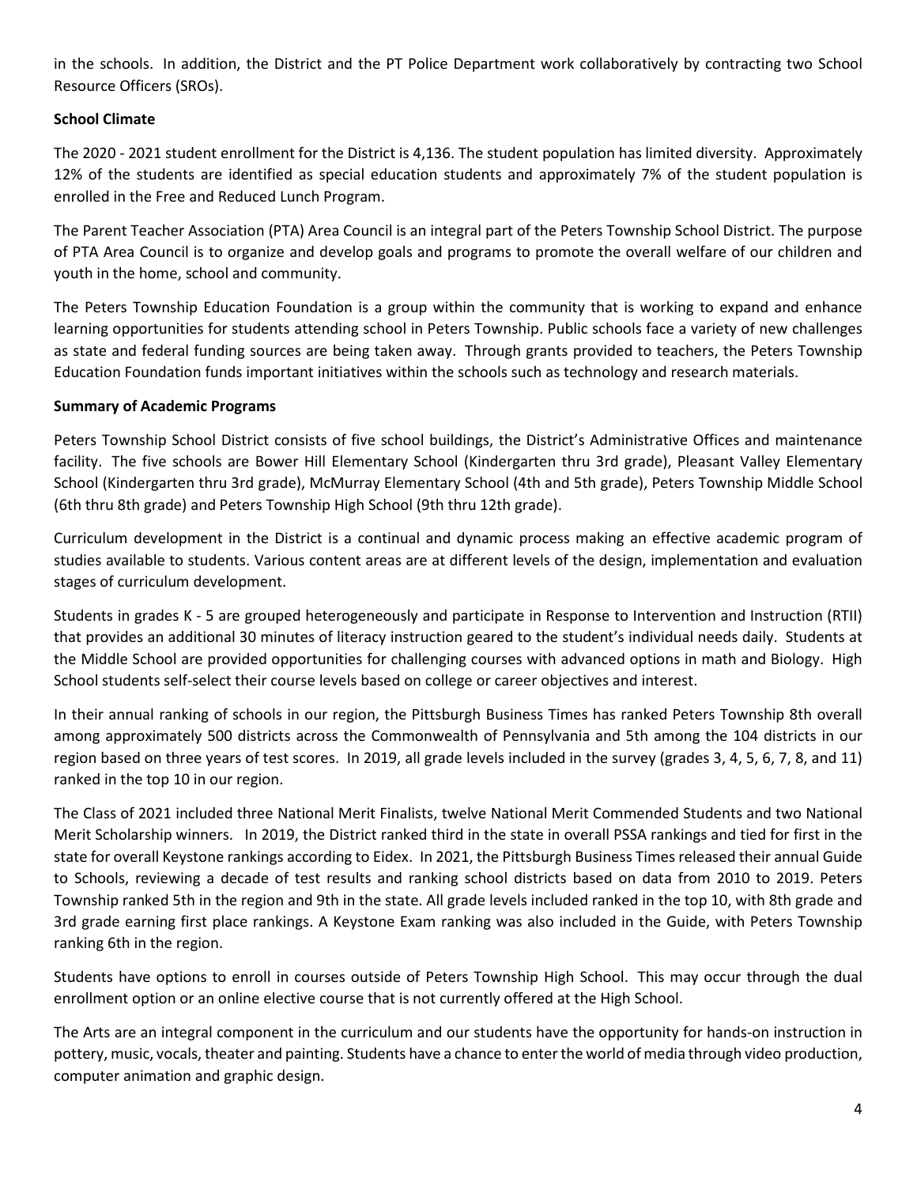in the schools. In addition, the District and the PT Police Department work collaboratively by contracting two School Resource Officers (SROs).

**School Climate**

The 2020 - 2021 student enrollment for the District is 4,136. The student population has limited diversity. Approximately 12% of the students are identified as special education students and approximately 7% of the student population is enrolled in the Free and Reduced Lunch Program.

The Parent Teacher Association (PTA) Area Council is an integral part of the Peters Township School District. The purpose of PTA Area Council is to organize and develop goals and programs to promote the overall welfare of our children and youth in the home, school and community.

The Peters Township Education Foundation is a group within the community that is working to expand and enhance learning opportunities for students attending school in Peters Township. Public schools face a variety of new challenges as state and federal funding sources are being taken away. Through grants provided to teachers, the Peters Township Education Foundation funds important initiatives within the schools such as technology and research materials.

**Summary of Academic Programs**

Peters Township School District consists of five school buildings, the District's Administrative Offices and maintenance facility. The five schools are Bower Hill Elementary School (Kindergarten thru 3rd grade), Pleasant Valley Elementary School (Kindergarten thru 3rd grade), McMurray Elementary School (4th and 5th grade), Peters Township Middle School (6th thru 8th grade) and Peters Township High School (9th thru 12th grade).

Curriculum development in the District is a continual and dynamic process making an effective academic program of studies available to students. Various content areas are at different levels of the design, implementation and evaluation stages of curriculum development.

Students in grades K - 5 are grouped heterogeneously and participate in Response to Intervention and Instruction (RTII) that provides an additional 30 minutes of literacy instruction geared to the student's individual needs daily. Students at the Middle School are provided opportunities for challenging courses with advanced options in math and Biology. High School students self-select their course levels based on college or career objectives and interest.

In their annual ranking of schools in our region, the Pittsburgh Business Times has ranked Peters Township 8th overall among approximately 500 districts across the Commonwealth of Pennsylvania and 5th among the 104 districts in our region based on three years of test scores. In 2019, all grade levels included in the survey (grades 3, 4, 5, 6, 7, 8, and 11) ranked in the top 10 in our region.

The Class of 2021 included three National Merit Finalists, twelve National Merit Commended Students and two National Merit Scholarship winners. In 2019, the District ranked third in the state in overall PSSA rankings and tied for first in the state for overall Keystone rankings according to Eidex. In 2021, the Pittsburgh Business Times released their annual Guide to Schools, reviewing a decade of test results and ranking school districts based on data from 2010 to 2019. Peters Township ranked 5th in the region and 9th in the state. All grade levels included ranked in the top 10, with 8th grade and 3rd grade earning first place rankings. A Keystone Exam ranking was also included in the Guide, with Peters Township ranking 6th in the region.

Students have options to enroll in courses outside of Peters Township High School. This may occur through the dual enrollment option or an online elective course that is not currently offered at the High School.

The Arts are an integral component in the curriculum and our students have the opportunity for hands-on instruction in pottery, music, vocals, theater and painting. Students have a chance to enter the world of media through video production, computer animation and graphic design.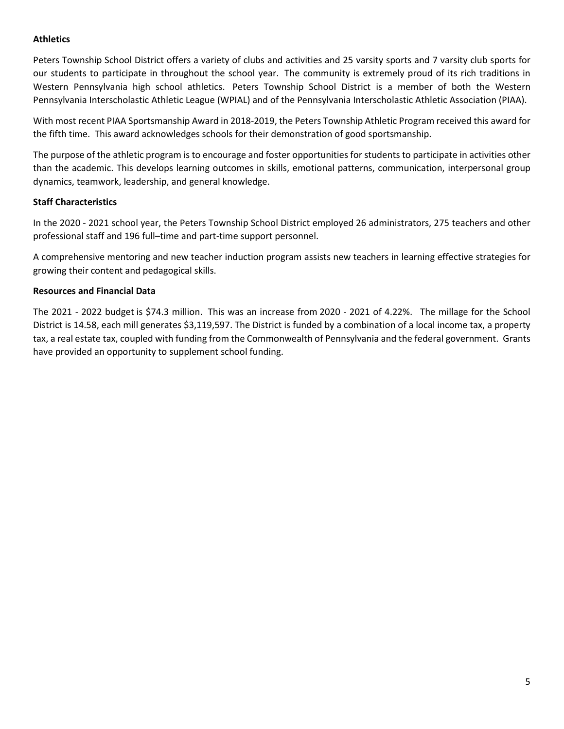**Athletics**

Peters Township School District offers a variety of clubs and activities and 25 varsity sports and 7 varsity club sports for our students to participate in throughout the school year. The community is extremely proud of its rich traditions in Western Pennsylvania high school athletics. Peters Township School District is a member of both the Western Pennsylvania Interscholastic Athletic League (WPIAL) and of the Pennsylvania Interscholastic Athletic Association (PIAA).

With most recent PIAA Sportsmanship Award in 2018-2019, the Peters Township Athletic Program received this award for the fifth time. This award acknowledges schools for their demonstration of good sportsmanship.

The purpose of the athletic program is to encourage and foster opportunities for students to participate in activities other than the academic. This develops learning outcomes in skills, emotional patterns, communication, interpersonal group dynamics, teamwork, leadership, and general knowledge.

**Staff Characteristics**

In the 2020 - 2021 school year, the Peters Township School District employed 26 administrators, 275 teachers and other professional staff and 196 full–time and part-time support personnel.

A comprehensive mentoring and new teacher induction program assists new teachers in learning effective strategies for growing their content and pedagogical skills.

**Resources and Financial Data**

The 2021 - 2022 budget is $74.3 million. This was an increase from 2020 - 2021 of 4.22%. The millage for the School District is 14.58, each mill generates $3,119,597. The District is funded by a combination of a local income tax, a property tax, a real estate tax, coupled with funding from the Commonwealth of Pennsylvania and the federal government. Grants have provided an opportunity to supplement school funding.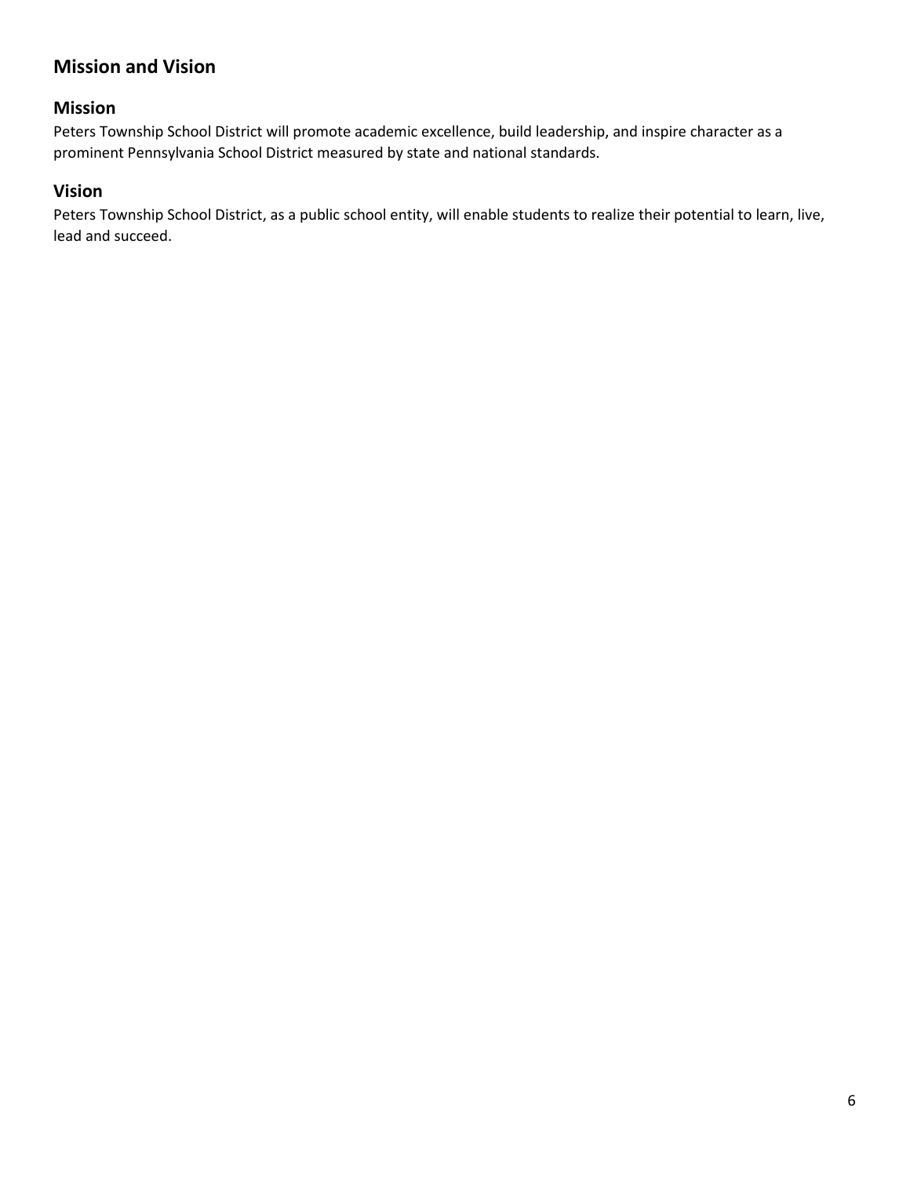## Mission and Vision

### Mission

Peters Township School District will promote academic excellence, build leadership, and inspire character as a prominent Pennsylvania School District measured by state and national standards.

### Vision

Peters Township School District, as a public school entity, will enable students to realize their potential to learn, live, lead and succeed.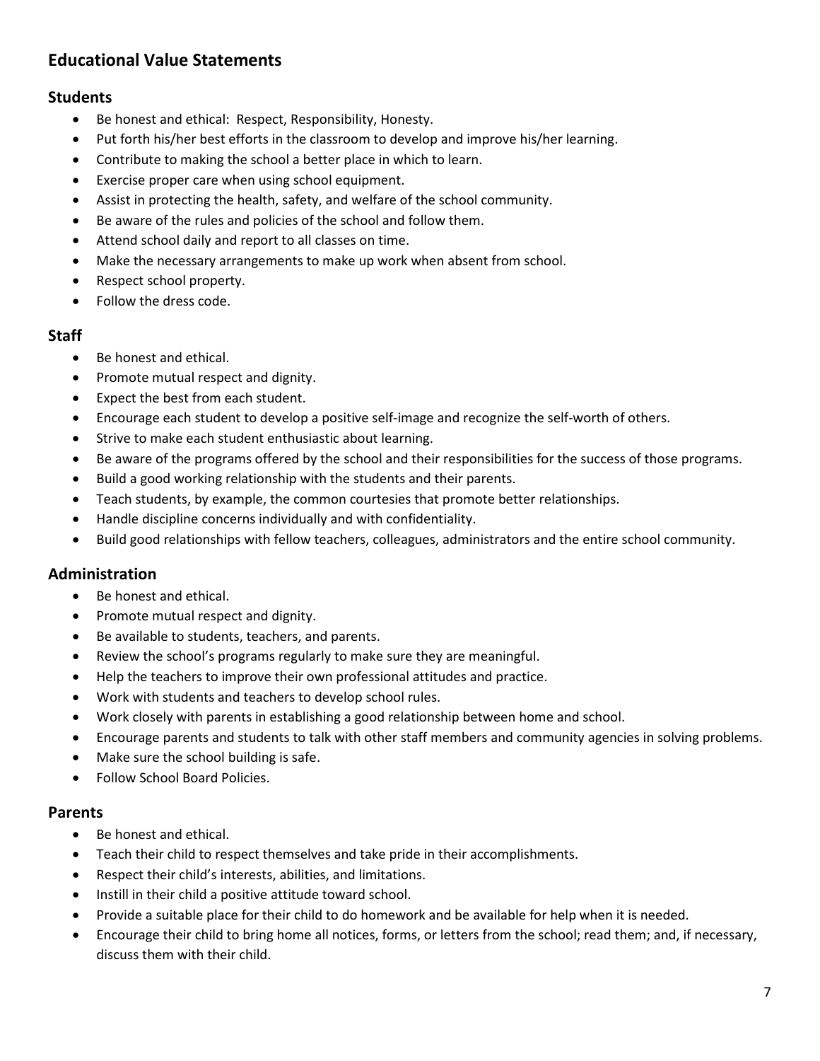## Educational Value Statements

### Students

- Be honest and ethical:  Respect, Responsibility, Honesty.
- Put forth his/her best efforts in the classroom to develop and improve his/her learning.
- Contribute to making the school a better place in which to learn.
- Exercise proper care when using school equipment.
- Assist in protecting the health, safety, and welfare of the school community.
- Be aware of the rules and policies of the school and follow them.
- Attend school daily and report to all classes on time.
- Make the necessary arrangements to make up work when absent from school.
- Respect school property.
- Follow the dress code.

### Staff

- Be honest and ethical.
- Promote mutual respect and dignity.
- Expect the best from each student.
- Encourage each student to develop a positive self-image and recognize the self-worth of others.
- Strive to make each student enthusiastic about learning.
- Be aware of the programs offered by the school and their responsibilities for the success of those programs.
- Build a good working relationship with the students and their parents.
- Teach students, by example, the common courtesies that promote better relationships.
- Handle discipline concerns individually and with confidentiality.
- Build good relationships with fellow teachers, colleagues, administrators and the entire school community.

### Administration

- Be honest and ethical.
- Promote mutual respect and dignity.
- Be available to students, teachers, and parents.
- Review the school's programs regularly to make sure they are meaningful.
- Help the teachers to improve their own professional attitudes and practice.
- Work with students and teachers to develop school rules.
- Work closely with parents in establishing a good relationship between home and school.
- Encourage parents and students to talk with other staff members and community agencies in solving problems.
- Make sure the school building is safe.
- Follow School Board Policies.

### Parents

- Be honest and ethical.
- Teach their child to respect themselves and take pride in their accomplishments.
- Respect their child's interests, abilities, and limitations.
- Instill in their child a positive attitude toward school.
- Provide a suitable place for their child to do homework and be available for help when it is needed.
- Encourage their child to bring home all notices, forms, or letters from the school; read them; and, if necessary, discuss them with their child.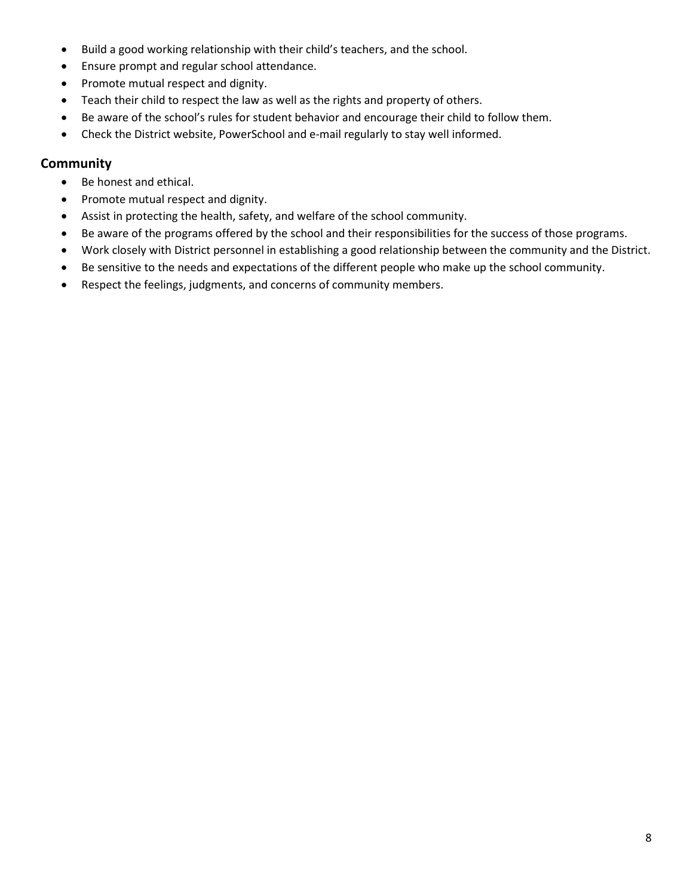- Build a good working relationship with their child's teachers, and the school.
- Ensure prompt and regular school attendance.
- Promote mutual respect and dignity.
- Teach their child to respect the law as well as the rights and property of others.
- Be aware of the school's rules for student behavior and encourage their child to follow them.
- Check the District website, PowerSchool and e-mail regularly to stay well informed.

## Community

- Be honest and ethical.
- Promote mutual respect and dignity.
- Assist in protecting the health, safety, and welfare of the school community.
- Be aware of the programs offered by the school and their responsibilities for the success of those programs.
- Work closely with District personnel in establishing a good relationship between the community and the District.
- Be sensitive to the needs and expectations of the different people who make up the school community.
- Respect the feelings, judgments, and concerns of community members.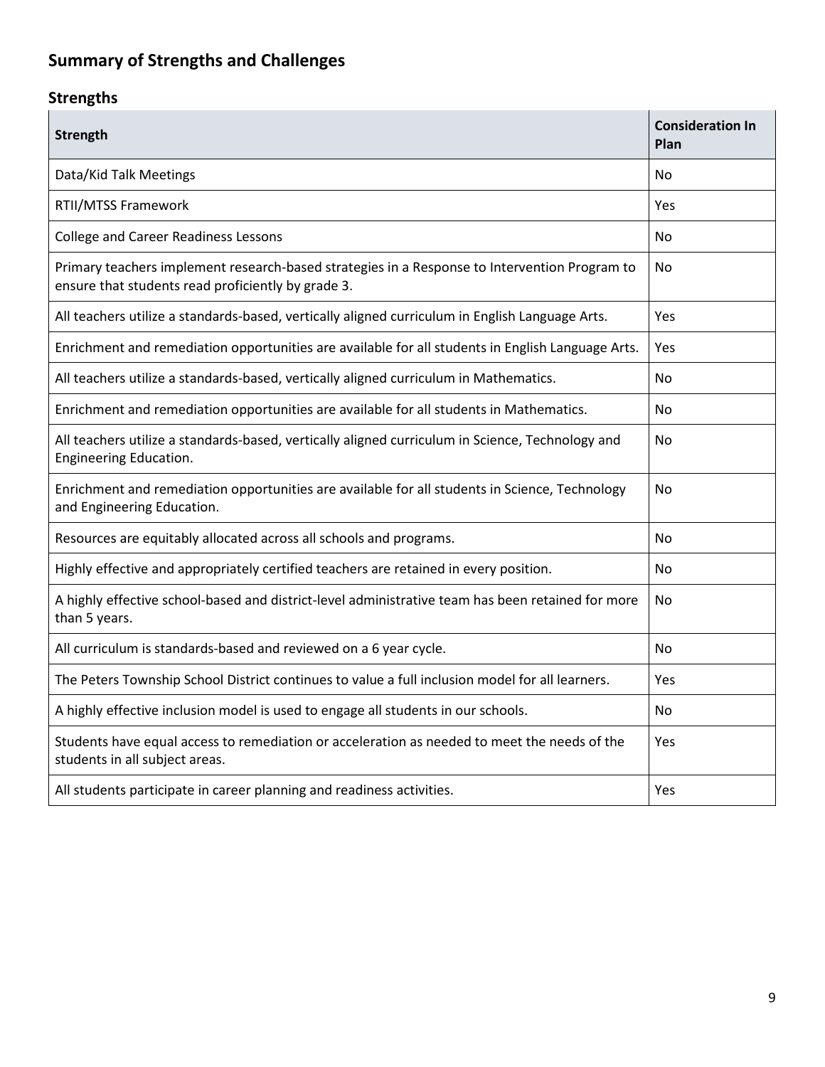## Summary of Strengths and Challenges

### Strengths

| Strength | Consideration In Plan |
| --- | --- |
| Data/Kid Talk Meetings | No |
| RTII/MTSS Framework | Yes |
| College and Career Readiness Lessons | No |
| Primary teachers implement research-based strategies in a Response to Intervention Program to ensure that students read proficiently by grade 3. | No |
| All teachers utilize a standards-based, vertically aligned curriculum in English Language Arts. | Yes |
| Enrichment and remediation opportunities are available for all students in English Language Arts. | Yes |
| All teachers utilize a standards-based, vertically aligned curriculum in Mathematics. | No |
| Enrichment and remediation opportunities are available for all students in Mathematics. | No |
| All teachers utilize a standards-based, vertically aligned curriculum in Science, Technology and Engineering Education. | No |
| Enrichment and remediation opportunities are available for all students in Science, Technology and Engineering Education. | No |
| Resources are equitably allocated across all schools and programs. | No |
| Highly effective and appropriately certified teachers are retained in every position. | No |
| A highly effective school-based and district-level administrative team has been retained for more than 5 years. | No |
| All curriculum is standards-based and reviewed on a 6 year cycle. | No |
| The Peters Township School District continues to value a full inclusion model for all learners. | Yes |
| A highly effective inclusion model is used to engage all students in our schools. | No |
| Students have equal access to remediation or acceleration as needed to meet the needs of the students in all subject areas. | Yes |
| All students participate in career planning and readiness activities. | Yes |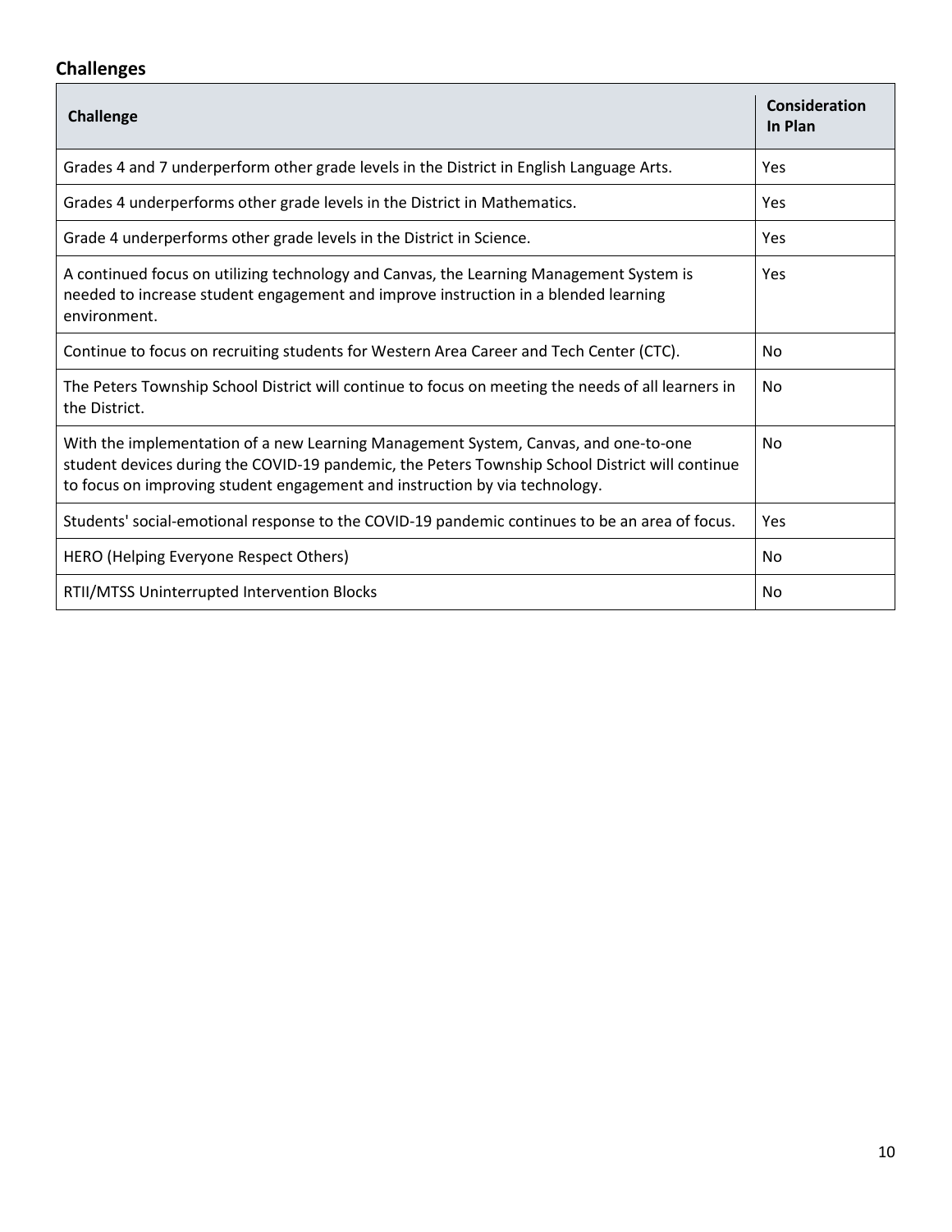## Challenges

| Challenge | Consideration In Plan |
|---|---|
| Grades 4 and 7 underperform other grade levels in the District in English Language Arts. | Yes |
| Grades 4 underperforms other grade levels in the District in Mathematics. | Yes |
| Grade 4 underperforms other grade levels in the District in Science. | Yes |
| A continued focus on utilizing technology and Canvas, the Learning Management System is needed to increase student engagement and improve instruction in a blended learning environment. | Yes |
| Continue to focus on recruiting students for Western Area Career and Tech Center (CTC). | No |
| The Peters Township School District will continue to focus on meeting the needs of all learners in the District. | No |
| With the implementation of a new Learning Management System, Canvas, and one-to-one student devices during the COVID-19 pandemic, the Peters Township School District will continue to focus on improving student engagement and instruction by via technology. | No |
| Students' social-emotional response to the COVID-19 pandemic continues to be an area of focus. | Yes |
| HERO (Helping Everyone Respect Others) | No |
| RTII/MTSS Uninterrupted Intervention Blocks | No |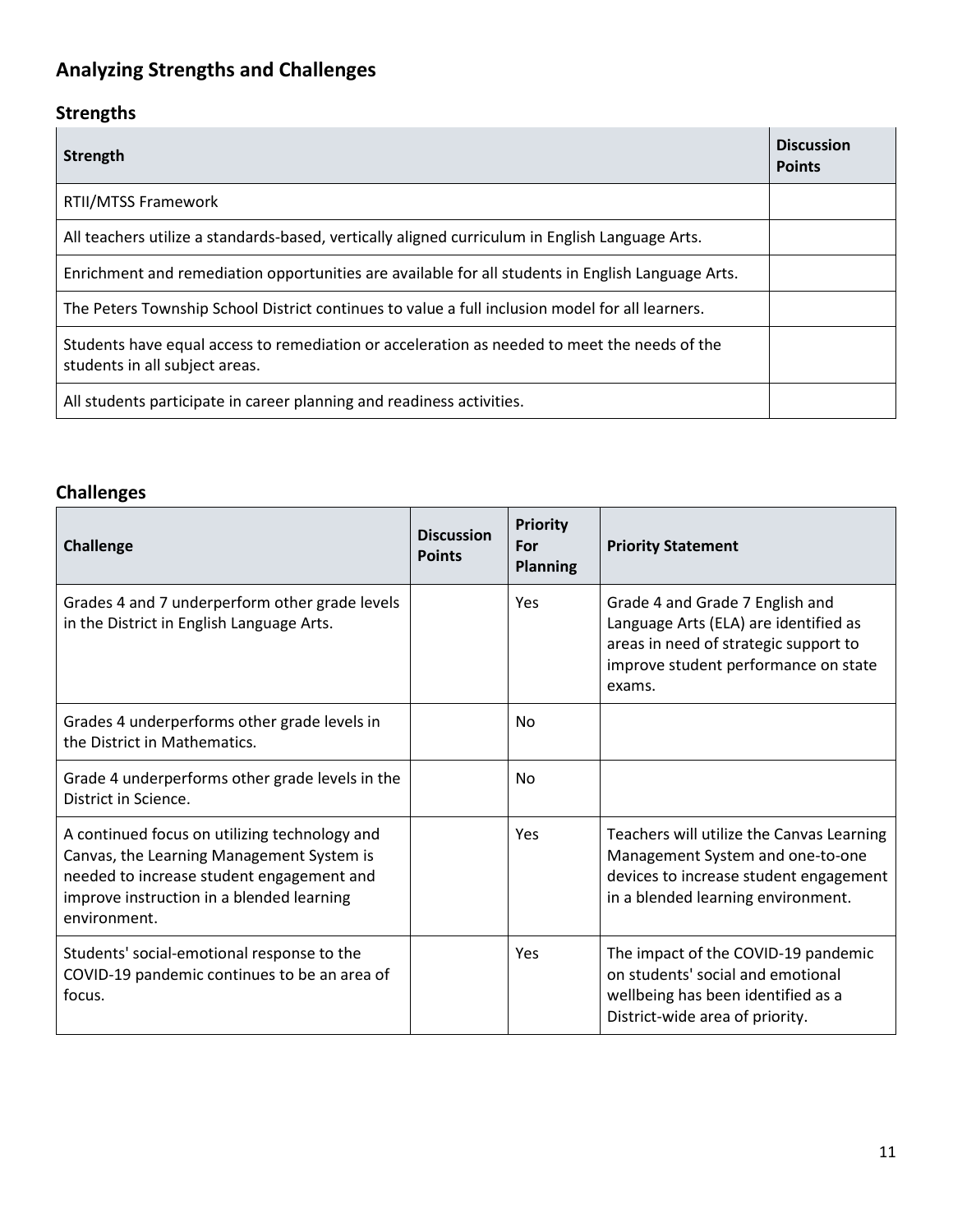## Analyzing Strengths and Challenges

### Strengths

| Strength | Discussion Points |
|---|---|
| RTII/MTSS Framework | |
| All teachers utilize a standards-based, vertically aligned curriculum in English Language Arts. | |
| Enrichment and remediation opportunities are available for all students in English Language Arts. | |
| The Peters Township School District continues to value a full inclusion model for all learners. | |
| Students have equal access to remediation or acceleration as needed to meet the needs of the students in all subject areas. | |
| All students participate in career planning and readiness activities. | |

### Challenges

| Challenge | Discussion Points | Priority For Planning | Priority Statement |
|---|---|---|---|
| Grades 4 and 7 underperform other grade levels in the District in English Language Arts. | | Yes | Grade 4 and Grade 7 English and Language Arts (ELA) are identified as areas in need of strategic support to improve student performance on state exams. |
| Grades 4 underperforms other grade levels in the District in Mathematics. | | No | |
| Grade 4 underperforms other grade levels in the District in Science. | | No | |
| A continued focus on utilizing technology and Canvas, the Learning Management System is needed to increase student engagement and improve instruction in a blended learning environment. | | Yes | Teachers will utilize the Canvas Learning Management System and one-to-one devices to increase student engagement in a blended learning environment. |
| Students' social-emotional response to the COVID-19 pandemic continues to be an area of focus. | | Yes | The impact of the COVID-19 pandemic on students' social and emotional wellbeing has been identified as a District-wide area of priority. |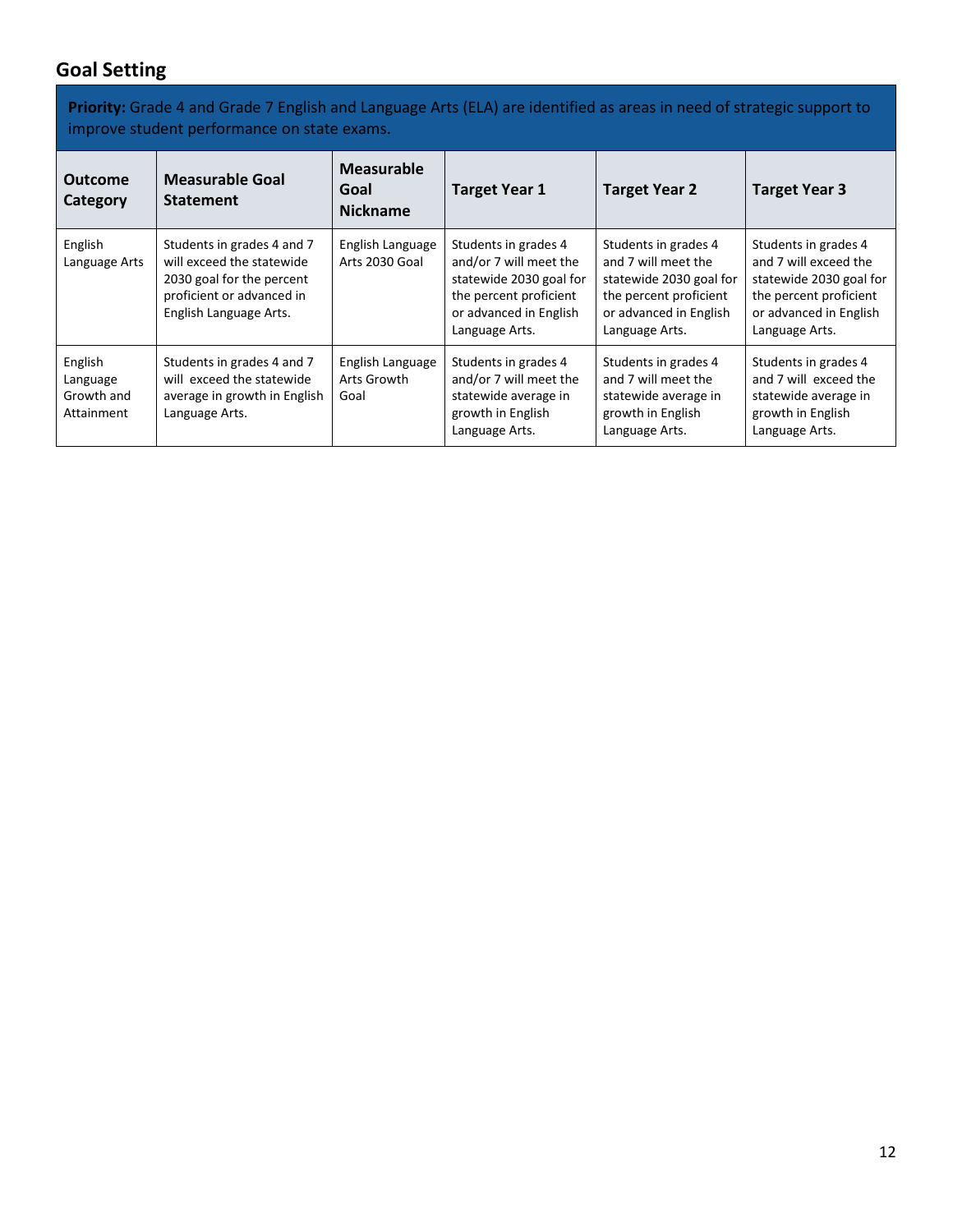## Goal Setting

**Priority:** Grade 4 and Grade 7 English and Language Arts (ELA) are identified as areas in need of strategic support to improve student performance on state exams.

| Outcome Category | Measurable Goal Statement | Measurable Goal Nickname | Target Year 1 | Target Year 2 | Target Year 3 |
|---|---|---|---|---|---|
| English Language Arts | Students in grades 4 and 7 will exceed the statewide 2030 goal for the percent proficient or advanced in English Language Arts. | English Language Arts 2030 Goal | Students in grades 4 and/or 7 will meet the statewide 2030 goal for the percent proficient or advanced in English Language Arts. | Students in grades 4 and 7 will meet the statewide 2030 goal for the percent proficient or advanced in English Language Arts. | Students in grades 4 and 7 will exceed the statewide 2030 goal for the percent proficient or advanced in English Language Arts. |
| English Language Growth and Attainment | Students in grades 4 and 7 will exceed the statewide average in growth in English Language Arts. | English Language Arts Growth Goal | Students in grades 4 and/or 7 will meet the statewide average in growth in English Language Arts. | Students in grades 4 and 7 will meet the statewide average in growth in English Language Arts. | Students in grades 4 and 7 will exceed the statewide average in growth in English Language Arts. |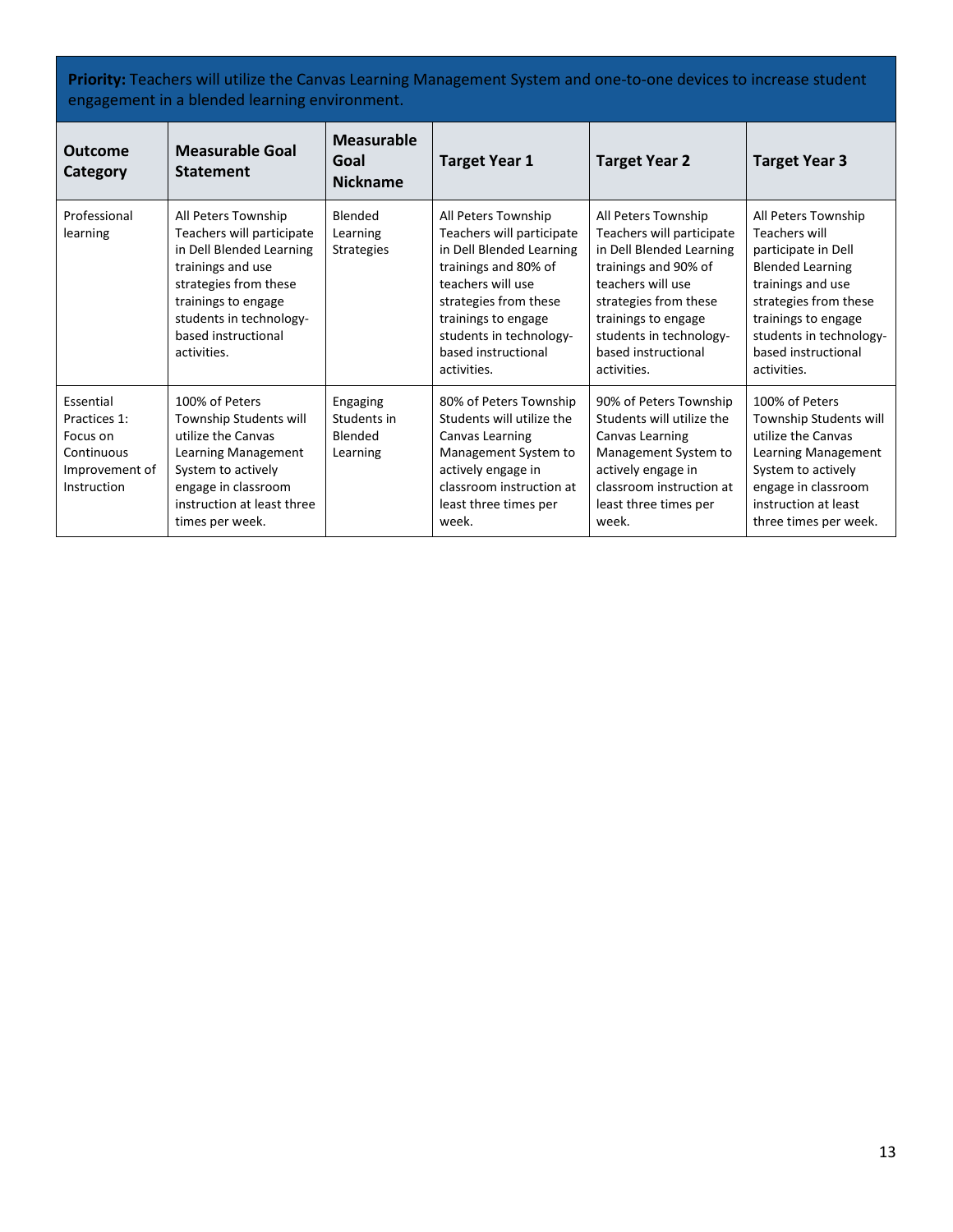**Priority:** Teachers will utilize the Canvas Learning Management System and one-to-one devices to increase student engagement in a blended learning environment.

| Outcome Category | Measurable Goal Statement | Measurable Goal Nickname | Target Year 1 | Target Year 2 | Target Year 3 |
|---|---|---|---|---|---|
| Professional learning | All Peters Township Teachers will participate in Dell Blended Learning trainings and use strategies from these trainings to engage students in technology-based instructional activities. | Blended Learning Strategies | All Peters Township Teachers will participate in Dell Blended Learning trainings and 80% of teachers will use strategies from these trainings to engage students in technology-based instructional activities. | All Peters Township Teachers will participate in Dell Blended Learning trainings and 90% of teachers will use strategies from these trainings to engage students in technology-based instructional activities. | All Peters Township Teachers will participate in Dell Blended Learning trainings and use strategies from these trainings to engage students in technology-based instructional activities. |
| Essential Practices 1: Focus on Continuous Improvement of Instruction | 100% of Peters Township Students will utilize the Canvas Learning Management System to actively engage in classroom instruction at least three times per week. | Engaging Students in Blended Learning | 80% of Peters Township Students will utilize the Canvas Learning Management System to actively engage in classroom instruction at least three times per week. | 90% of Peters Township Students will utilize the Canvas Learning Management System to actively engage in classroom instruction at least three times per week. | 100% of Peters Township Students will utilize the Canvas Learning Management System to actively engage in classroom instruction at least three times per week. |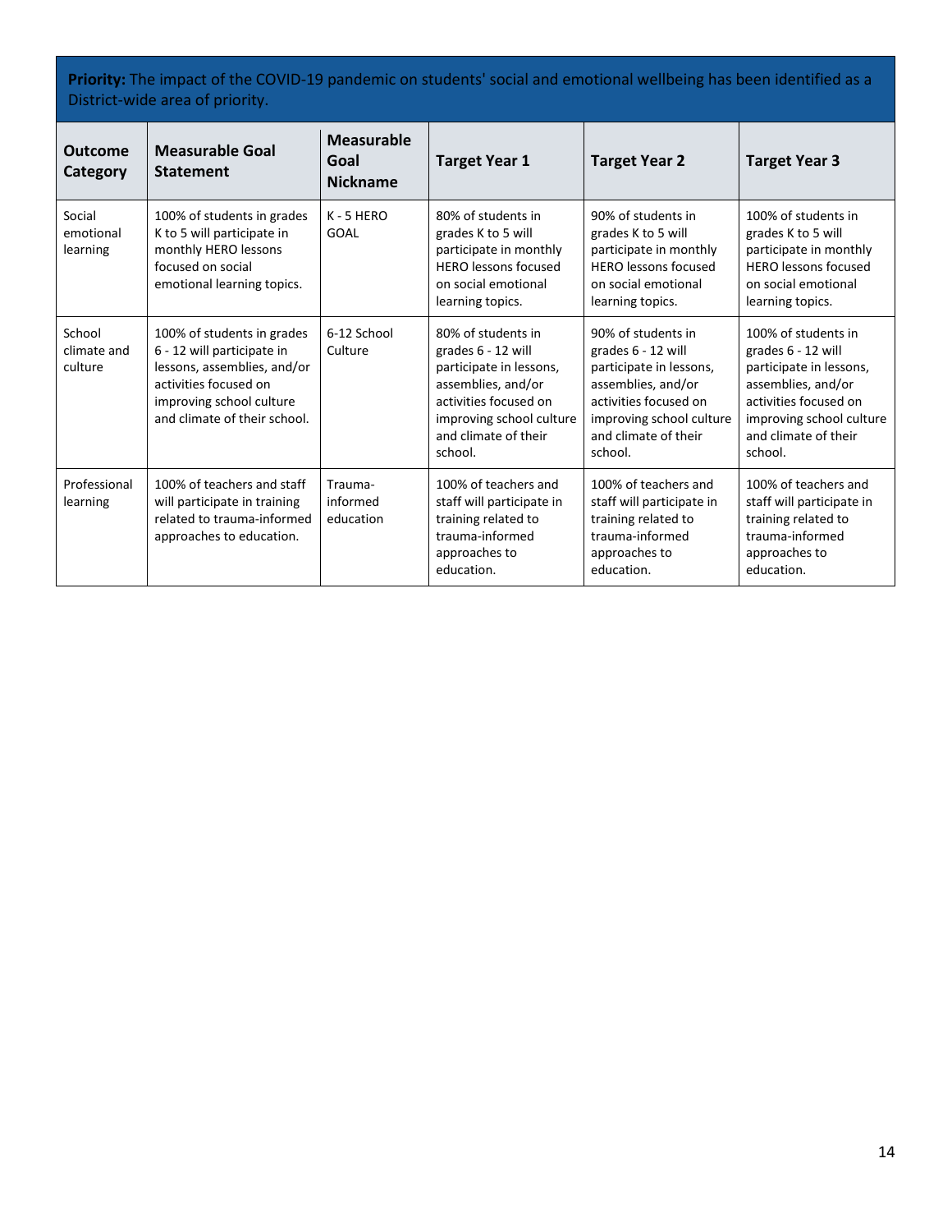**Priority:** The impact of the COVID-19 pandemic on students' social and emotional wellbeing has been identified as a District-wide area of priority.

| Outcome Category | Measurable Goal Statement | Measurable Goal Nickname | Target Year 1 | Target Year 2 | Target Year 3 |
|---|---|---|---|---|---|
| Social emotional learning | 100% of students in grades K to 5 will participate in monthly HERO lessons focused on social emotional learning topics. | K - 5 HERO GOAL | 80% of students in grades K to 5 will participate in monthly HERO lessons focused on social emotional learning topics. | 90% of students in grades K to 5 will participate in monthly HERO lessons focused on social emotional learning topics. | 100% of students in grades K to 5 will participate in monthly HERO lessons focused on social emotional learning topics. |
| School climate and culture | 100% of students in grades 6 - 12 will participate in lessons, assemblies, and/or activities focused on improving school culture and climate of their school. | 6-12 School Culture | 80% of students in grades 6 - 12 will participate in lessons, assemblies, and/or activities focused on improving school culture and climate of their school. | 90% of students in grades 6 - 12 will participate in lessons, assemblies, and/or activities focused on improving school culture and climate of their school. | 100% of students in grades 6 - 12 will participate in lessons, assemblies, and/or activities focused on improving school culture and climate of their school. |
| Professional learning | 100% of teachers and staff will participate in training related to trauma-informed approaches to education. | Trauma-informed education | 100% of teachers and staff will participate in training related to trauma-informed approaches to education. | 100% of teachers and staff will participate in training related to trauma-informed approaches to education. | 100% of teachers and staff will participate in training related to trauma-informed approaches to education. |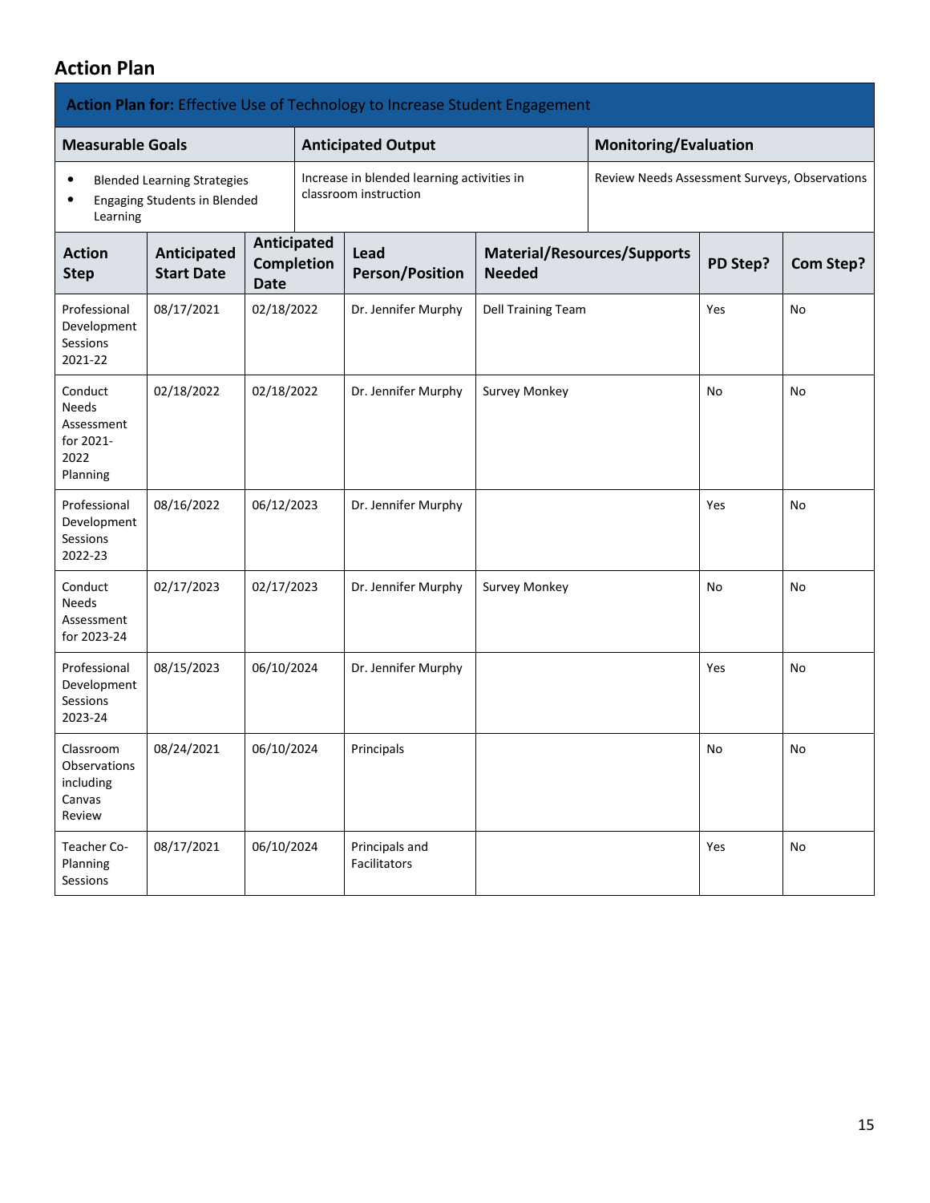## Action Plan

| **Action Plan for:** Effective Use of Technology to Increase Student Engagement | | |
|---|---|---|
| **Measurable Goals** | **Anticipated Output** | **Monitoring/Evaluation** |
| • Blended Learning Strategies<br>• Engaging Students in Blended Learning | Increase in blended learning activities in classroom instruction | Review Needs Assessment Surveys, Observations |

| Action Step | Anticipated Start Date | Anticipated Completion Date | Lead Person/Position | Material/Resources/Supports Needed | PD Step? | Com Step? |
|---|---|---|---|---|---|---|
| Professional Development Sessions 2021-22 | 08/17/2021 | 02/18/2022 | Dr. Jennifer Murphy | Dell Training Team | Yes | No |
| Conduct Needs Assessment for 2021-2022 Planning | 02/18/2022 | 02/18/2022 | Dr. Jennifer Murphy | Survey Monkey | No | No |
| Professional Development Sessions 2022-23 | 08/16/2022 | 06/12/2023 | Dr. Jennifer Murphy | | Yes | No |
| Conduct Needs Assessment for 2023-24 | 02/17/2023 | 02/17/2023 | Dr. Jennifer Murphy | Survey Monkey | No | No |
| Professional Development Sessions 2023-24 | 08/15/2023 | 06/10/2024 | Dr. Jennifer Murphy | | Yes | No |
| Classroom Observations including Canvas Review | 08/24/2021 | 06/10/2024 | Principals | | No | No |
| Teacher Co-Planning Sessions | 08/17/2021 | 06/10/2024 | Principals and Facilitators | | Yes | No |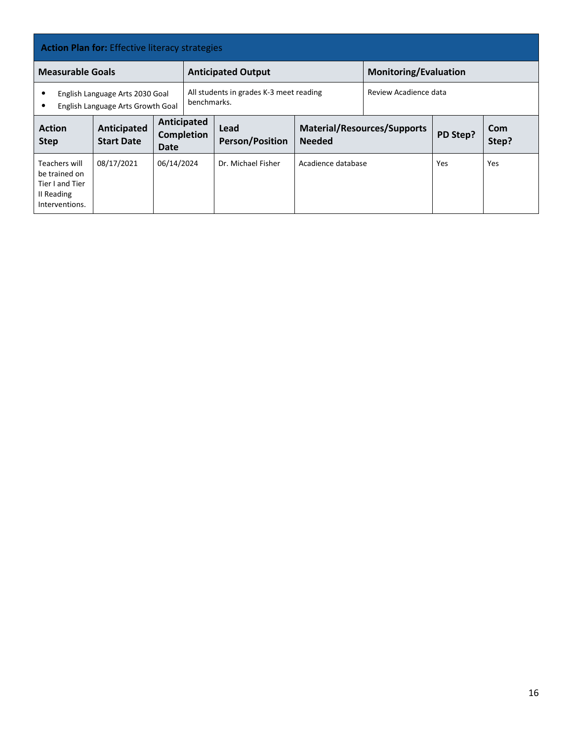| **Action Plan for:** Effective literacy strategies | | | | | | |
|---|---|---|---|---|---|---|
| **Measurable Goals** | | **Anticipated Output** | | | **Monitoring/Evaluation** | |
| • English Language Arts 2030 Goal<br>• English Language Arts Growth Goal | | All students in grades K-3 meet reading benchmarks. | | | Review Acadience data | |
| **Action Step** | **Anticipated Start Date** | **Anticipated Completion Date** | **Lead Person/Position** | **Material/Resources/Supports Needed** | **PD Step?** | **Com Step?** |
| Teachers will be trained on Tier I and Tier II Reading Interventions. | 08/17/2021 | 06/14/2024 | Dr. Michael Fisher | Acadience database | Yes | Yes |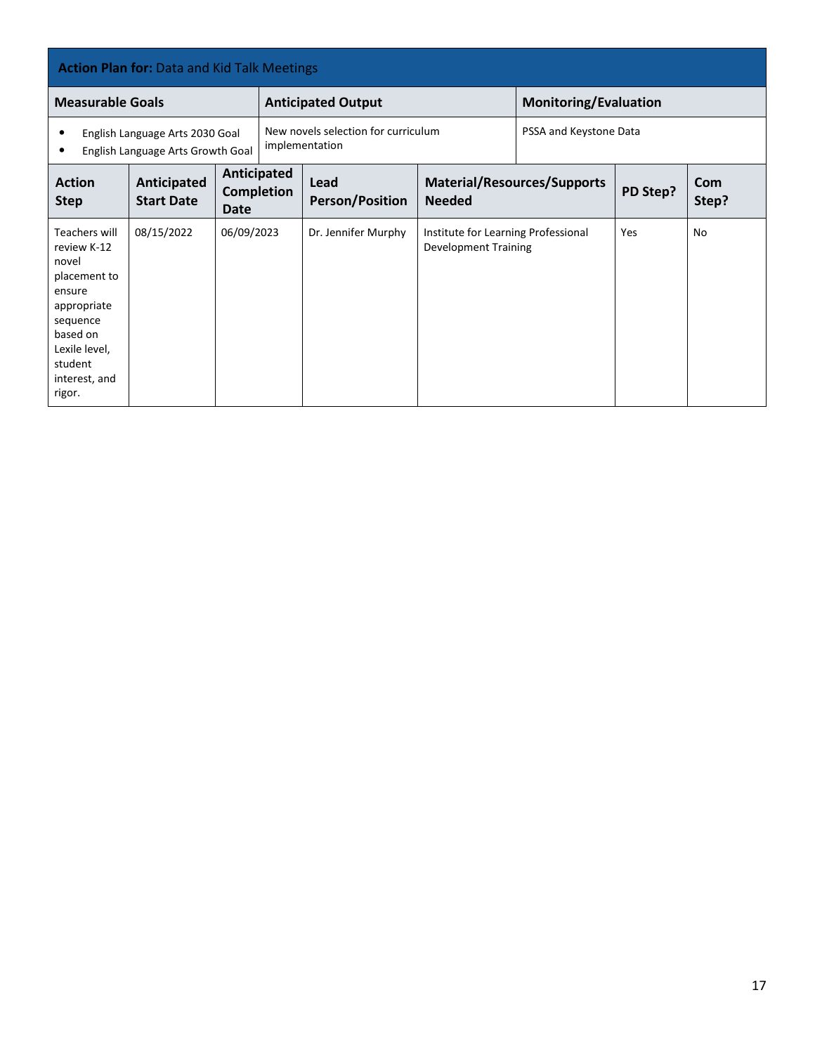**Action Plan for:** Data and Kid Talk Meetings

| Measurable Goals | Anticipated Output | Monitoring/Evaluation |
|---|---|---|
| • English Language Arts 2030 Goal<br>• English Language Arts Growth Goal | New novels selection for curriculum implementation | PSSA and Keystone Data |

| Action Step | Anticipated Start Date | Anticipated Completion Date | Lead Person/Position | Material/Resources/Supports Needed | PD Step? | Com Step? |
|---|---|---|---|---|---|---|
| Teachers will review K-12 novel placement to ensure appropriate sequence based on Lexile level, student interest, and rigor. | 08/15/2022 | 06/09/2023 | Dr. Jennifer Murphy | Institute for Learning Professional Development Training | Yes | No |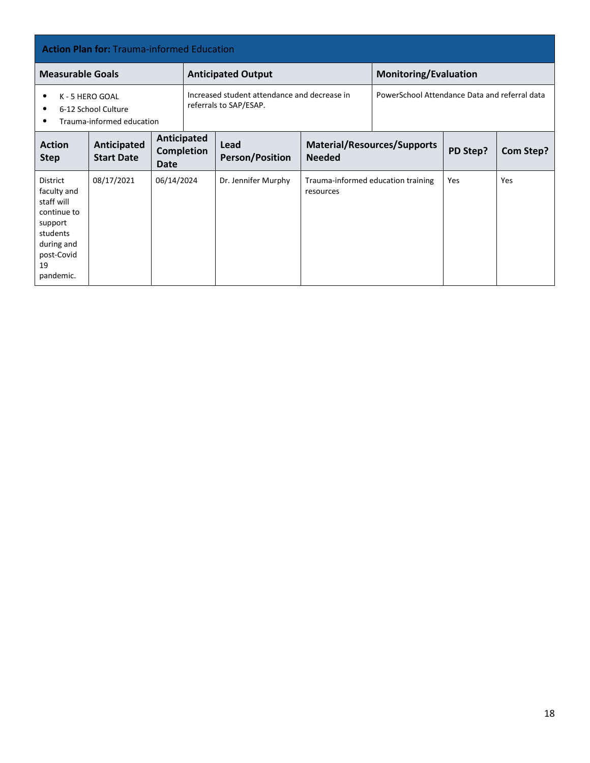| **Action Plan for:** Trauma-informed Education | | |
|---|---|---|
| **Measurable Goals** | **Anticipated Output** | **Monitoring/Evaluation** |
| • K - 5 HERO GOAL<br>• 6-12 School Culture<br>• Trauma-informed education | Increased student attendance and decrease in referrals to SAP/ESAP. | PowerSchool Attendance Data and referral data |

| Action Step | Anticipated Start Date | Anticipated Completion Date | Lead Person/Position | Material/Resources/Supports Needed | PD Step? | Com Step? |
|---|---|---|---|---|---|---|
| District faculty and staff will continue to support students during and post-Covid 19 pandemic. | 08/17/2021 | 06/14/2024 | Dr. Jennifer Murphy | Trauma-informed education training resources | Yes | Yes |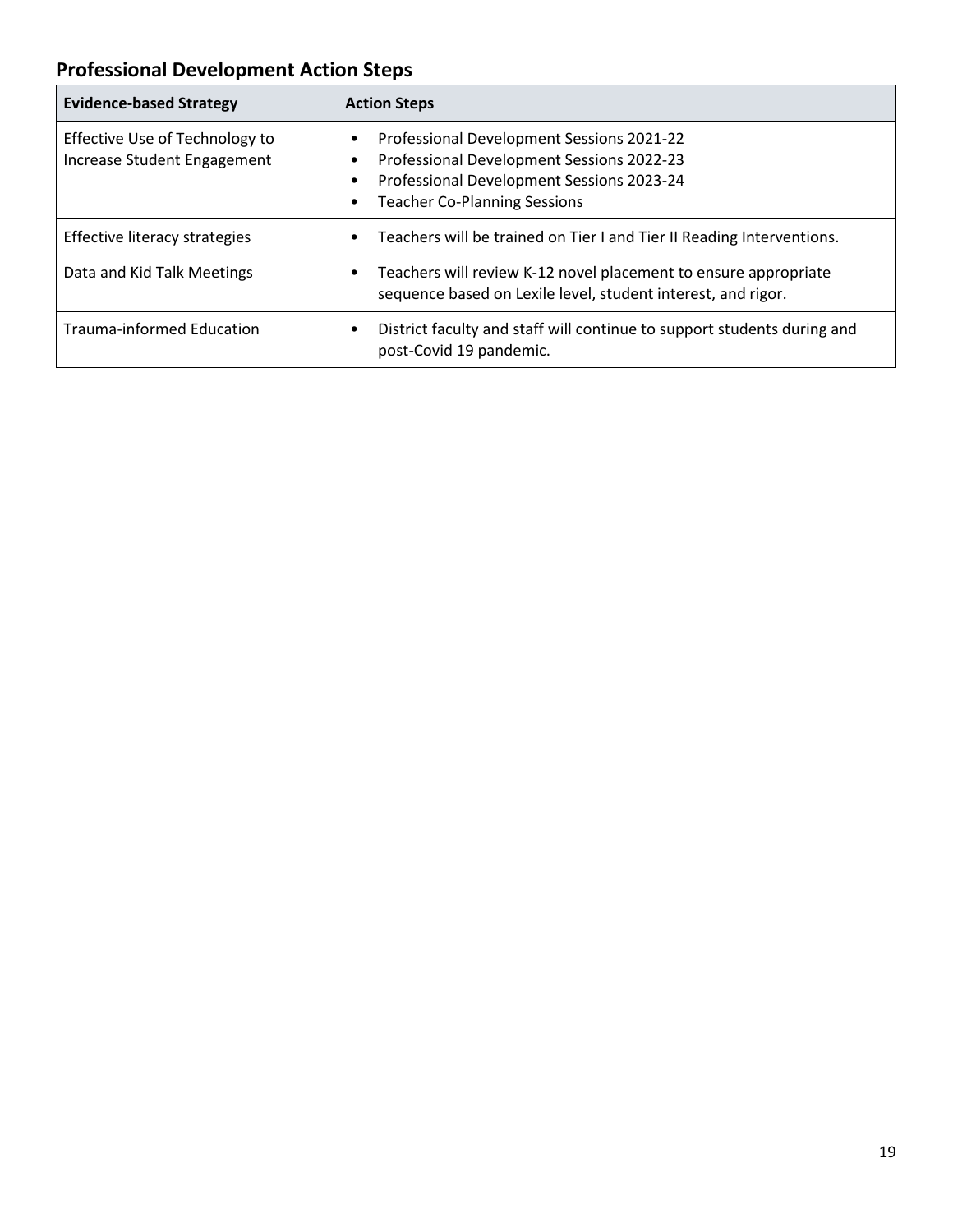## Professional Development Action Steps

| Evidence-based Strategy | Action Steps |
|---|---|
| Effective Use of Technology to Increase Student Engagement | • Professional Development Sessions 2021-22<br>• Professional Development Sessions 2022-23<br>• Professional Development Sessions 2023-24<br>• Teacher Co-Planning Sessions |
| Effective literacy strategies | • Teachers will be trained on Tier I and Tier II Reading Interventions. |
| Data and Kid Talk Meetings | • Teachers will review K-12 novel placement to ensure appropriate sequence based on Lexile level, student interest, and rigor. |
| Trauma-informed Education | • District faculty and staff will continue to support students during and post-Covid 19 pandemic. |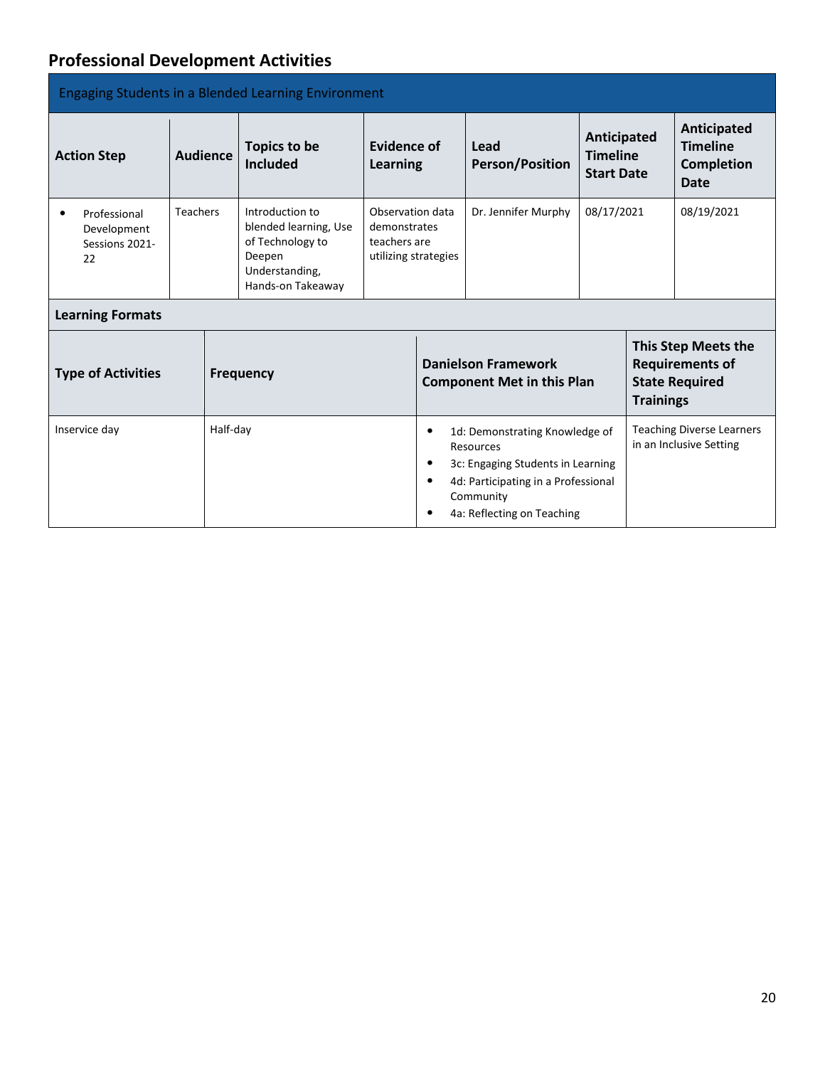## Professional Development Activities

| Engaging Students in a Blended Learning Environment | | | | | | |
|---|---|---|---|---|---|---|
| **Action Step** | **Audience** | **Topics to be Included** | **Evidence of Learning** | **Lead Person/Position** | **Anticipated Timeline Start Date** | **Anticipated Timeline Completion Date** |
| • Professional Development Sessions 2021-22 | Teachers | Introduction to blended learning, Use of Technology to Deepen Understanding, Hands-on Takeaway | Observation data demonstrates teachers are utilizing strategies | Dr. Jennifer Murphy | 08/17/2021 | 08/19/2021 |

**Learning Formats**

| Type of Activities | Frequency | Danielson Framework Component Met in this Plan | This Step Meets the Requirements of State Required Trainings |
|---|---|---|---|
| Inservice day | Half-day | • 1d: Demonstrating Knowledge of Resources<br>• 3c: Engaging Students in Learning<br>• 4d: Participating in a Professional Community<br>• 4a: Reflecting on Teaching | Teaching Diverse Learners in an Inclusive Setting |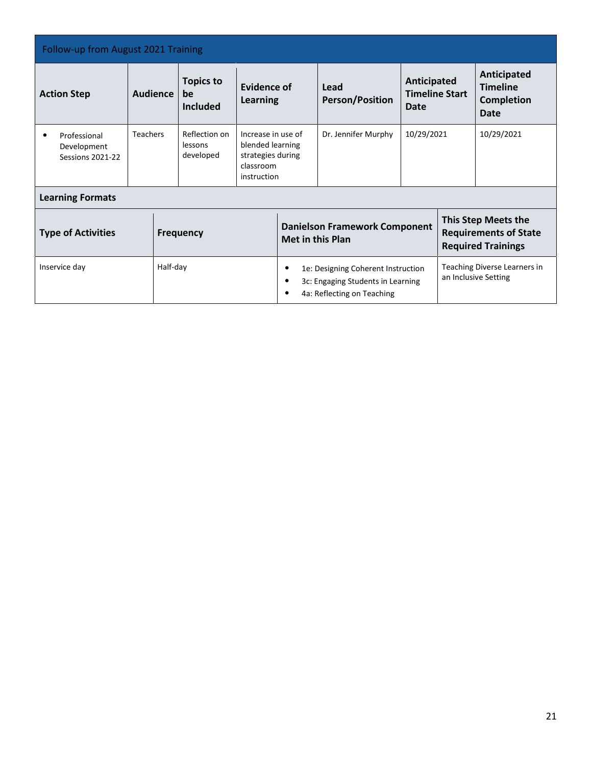## Follow-up from August 2021 Training

| Action Step | Audience | Topics to be Included | Evidence of Learning | Lead Person/Position | Anticipated Timeline Start Date | Anticipated Timeline Completion Date |
|---|---|---|---|---|---|---|
| • Professional Development Sessions 2021-22 | Teachers | Reflection on lessons developed | Increase in use of blended learning strategies during classroom instruction | Dr. Jennifer Murphy | 10/29/2021 | 10/29/2021 |

**Learning Formats**

| Type of Activities | Frequency | Danielson Framework Component Met in this Plan | This Step Meets the Requirements of State Required Trainings |
|---|---|---|---|
| Inservice day | Half-day | • 1e: Designing Coherent Instruction<br>• 3c: Engaging Students in Learning<br>• 4a: Reflecting on Teaching | Teaching Diverse Learners in an Inclusive Setting |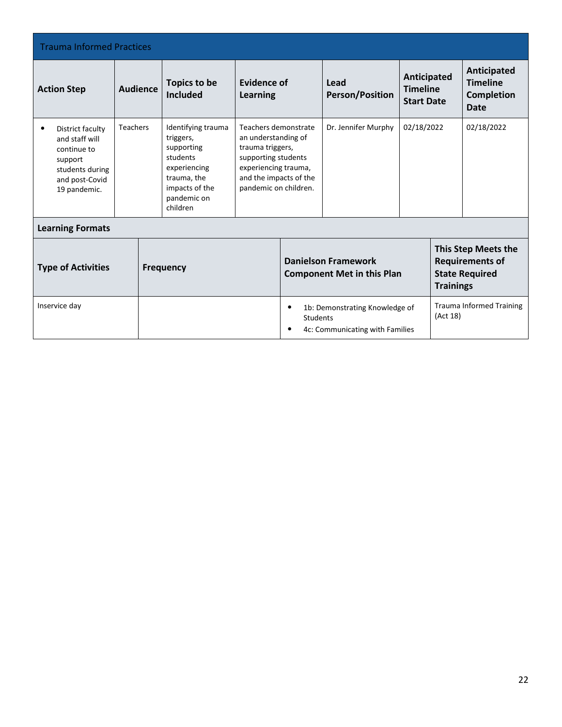## Trauma Informed Practices

| Action Step | Audience | Topics to be Included | Evidence of Learning | Lead Person/Position | Anticipated Timeline Start Date | Anticipated Timeline Completion Date |
|---|---|---|---|---|---|---|
| • District faculty and staff will continue to support students during and post-Covid 19 pandemic. | Teachers | Identifying trauma triggers, supporting students experiencing trauma, the impacts of the pandemic on children | Teachers demonstrate an understanding of trauma triggers, supporting students experiencing trauma, and the impacts of the pandemic on children. | Dr. Jennifer Murphy | 02/18/2022 | 02/18/2022 |

**Learning Formats**

| Type of Activities | Frequency | Danielson Framework Component Met in this Plan | This Step Meets the Requirements of State Required Trainings |
|---|---|---|---|
| Inservice day | | • 1b: Demonstrating Knowledge of Students<br>• 4c: Communicating with Families | Trauma Informed Training (Act 18) |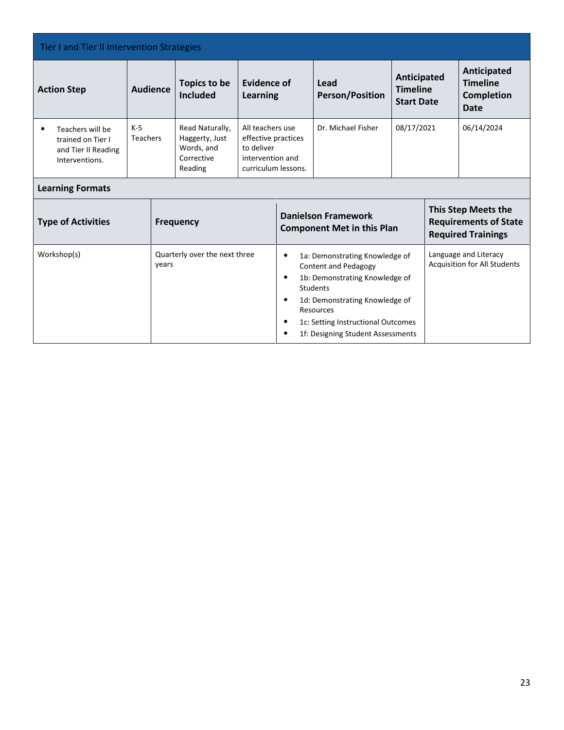## Tier I and Tier II Intervention Strategies

| Action Step | Audience | Topics to be Included | Evidence of Learning | Lead Person/Position | Anticipated Timeline Start Date | Anticipated Timeline Completion Date |
|---|---|---|---|---|---|---|
| • Teachers will be trained on Tier I and Tier II Reading Interventions. | K-5 Teachers | Read Naturally, Haggerty, Just Words, and Corrective Reading | All teachers use effective practices to deliver intervention and curriculum lessons. | Dr. Michael Fisher | 08/17/2021 | 06/14/2024 |

**Learning Formats**

| Type of Activities | Frequency | Danielson Framework Component Met in this Plan | This Step Meets the Requirements of State Required Trainings |
|---|---|---|---|
| Workshop(s) | Quarterly over the next three years | • 1a: Demonstrating Knowledge of Content and Pedagogy<br>• 1b: Demonstrating Knowledge of Students<br>• 1d: Demonstrating Knowledge of Resources<br>• 1c: Setting Instructional Outcomes<br>• 1f: Designing Student Assessments | Language and Literacy Acquisition for All Students |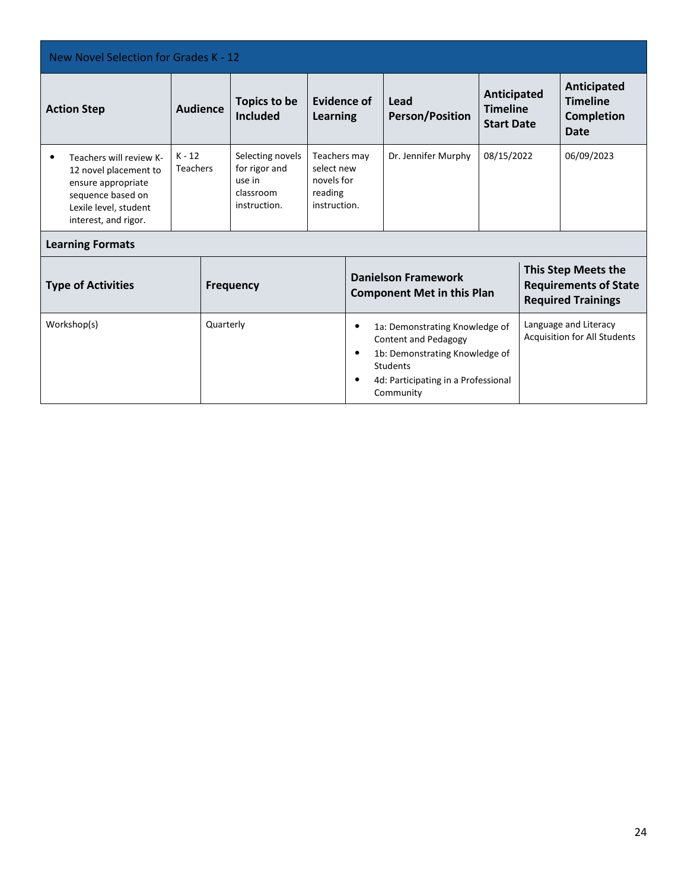## New Novel Selection for Grades K - 12

| Action Step | Audience | Topics to be Included | Evidence of Learning | Lead Person/Position | Anticipated Timeline Start Date | Anticipated Timeline Completion Date |
|---|---|---|---|---|---|---|
| • Teachers will review K-12 novel placement to ensure appropriate sequence based on Lexile level, student interest, and rigor. | K - 12 Teachers | Selecting novels for rigor and use in classroom instruction. | Teachers may select new novels for reading instruction. | Dr. Jennifer Murphy | 08/15/2022 | 06/09/2023 |

**Learning Formats**

| Type of Activities | Frequency | Danielson Framework Component Met in this Plan | This Step Meets the Requirements of State Required Trainings |
|---|---|---|---|
| Workshop(s) | Quarterly | • 1a: Demonstrating Knowledge of Content and Pedagogy<br>• 1b: Demonstrating Knowledge of Students<br>• 4d: Participating in a Professional Community | Language and Literacy Acquisition for All Students |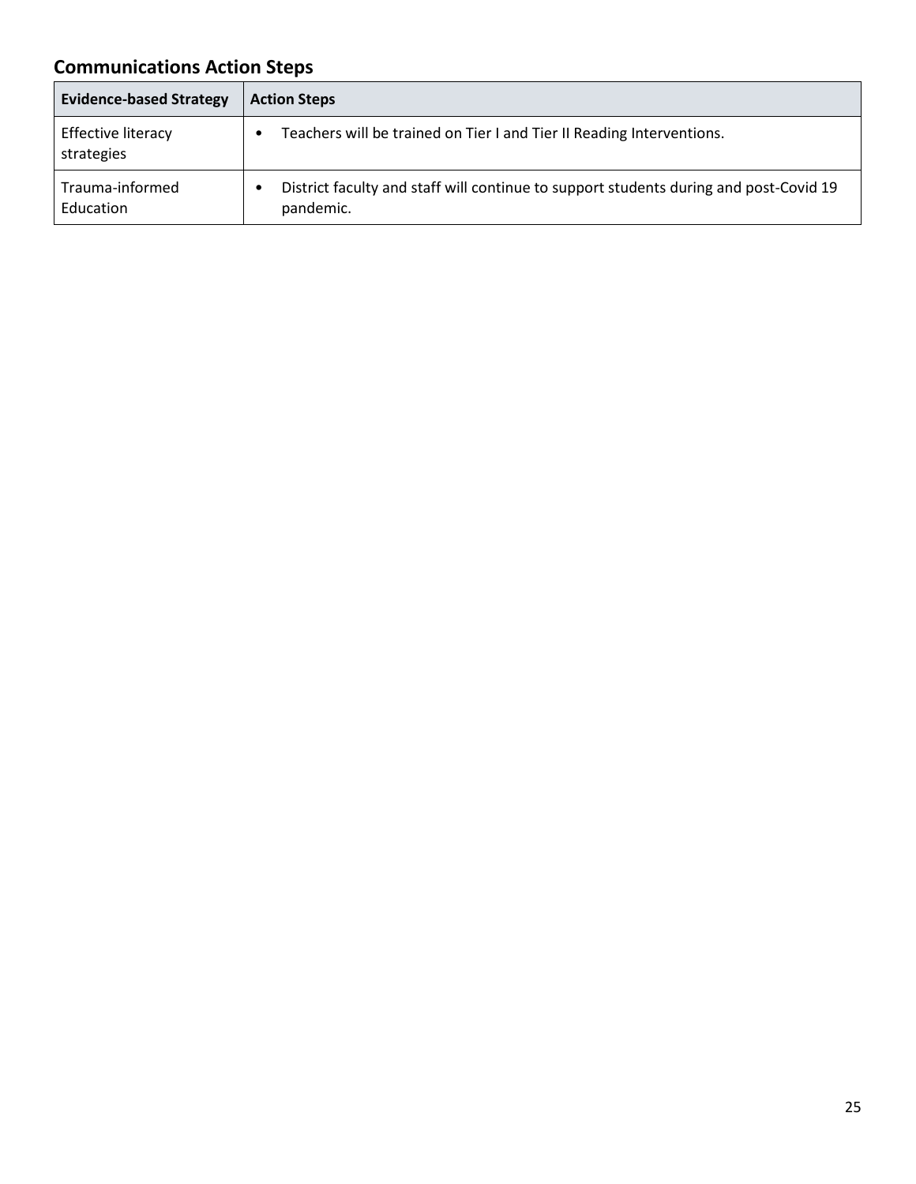## Communications Action Steps

| Evidence-based Strategy | Action Steps |
|---|---|
| Effective literacy strategies | • Teachers will be trained on Tier I and Tier II Reading Interventions. |
| Trauma-informed Education | • District faculty and staff will continue to support students during and post-Covid 19 pandemic. |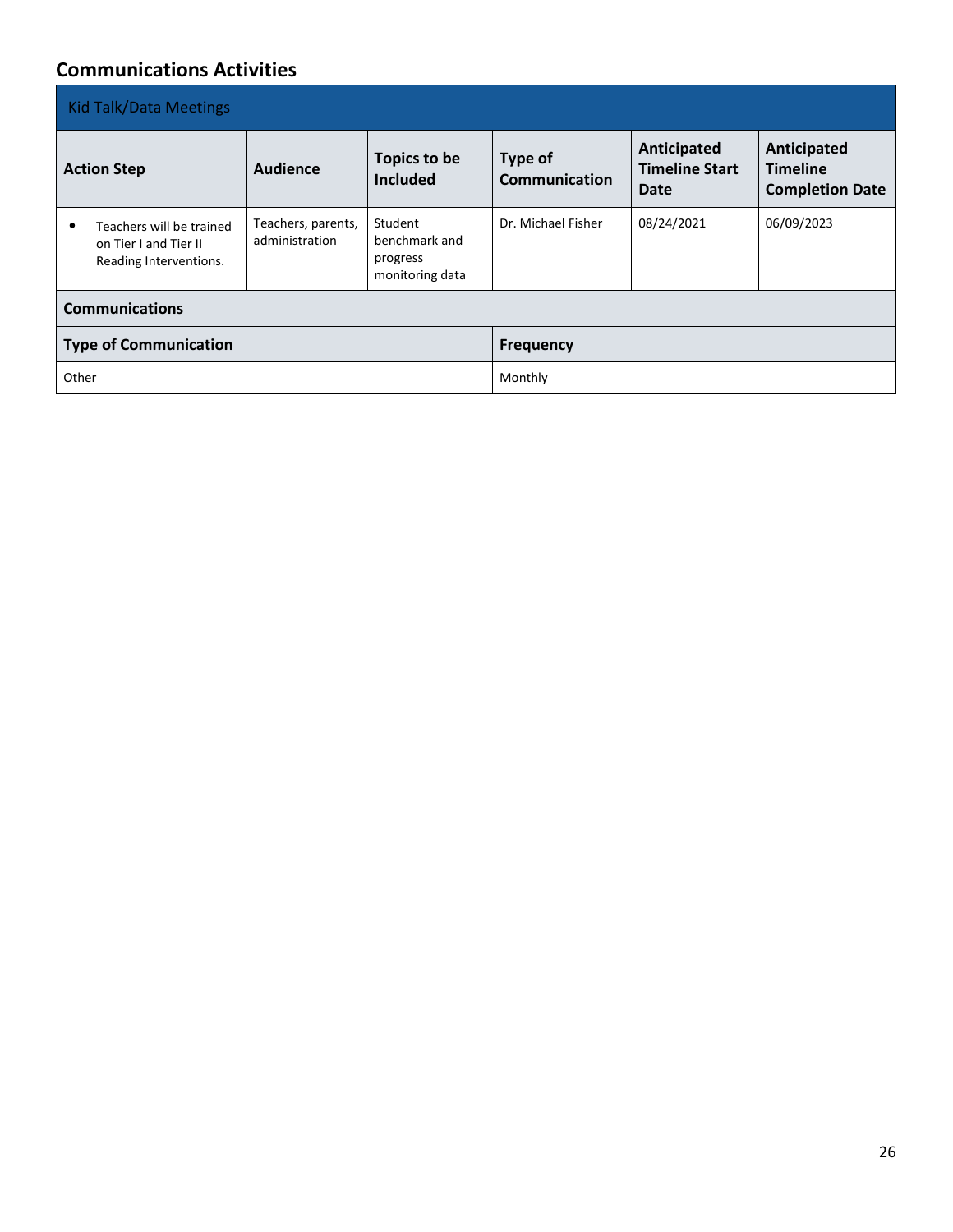## Communications Activities

| Kid Talk/Data Meetings | | | | | |
|---|---|---|---|---|---|
| **Action Step** | **Audience** | **Topics to be Included** | **Type of Communication** | **Anticipated Timeline Start Date** | **Anticipated Timeline Completion Date** |
| • Teachers will be trained on Tier I and Tier II Reading Interventions. | Teachers, parents, administration | Student benchmark and progress monitoring data | Dr. Michael Fisher | 08/24/2021 | 06/09/2023 |
| **Communications** | | | | | |
| **Type of Communication** | | | **Frequency** | | |
| Other | | | Monthly | | |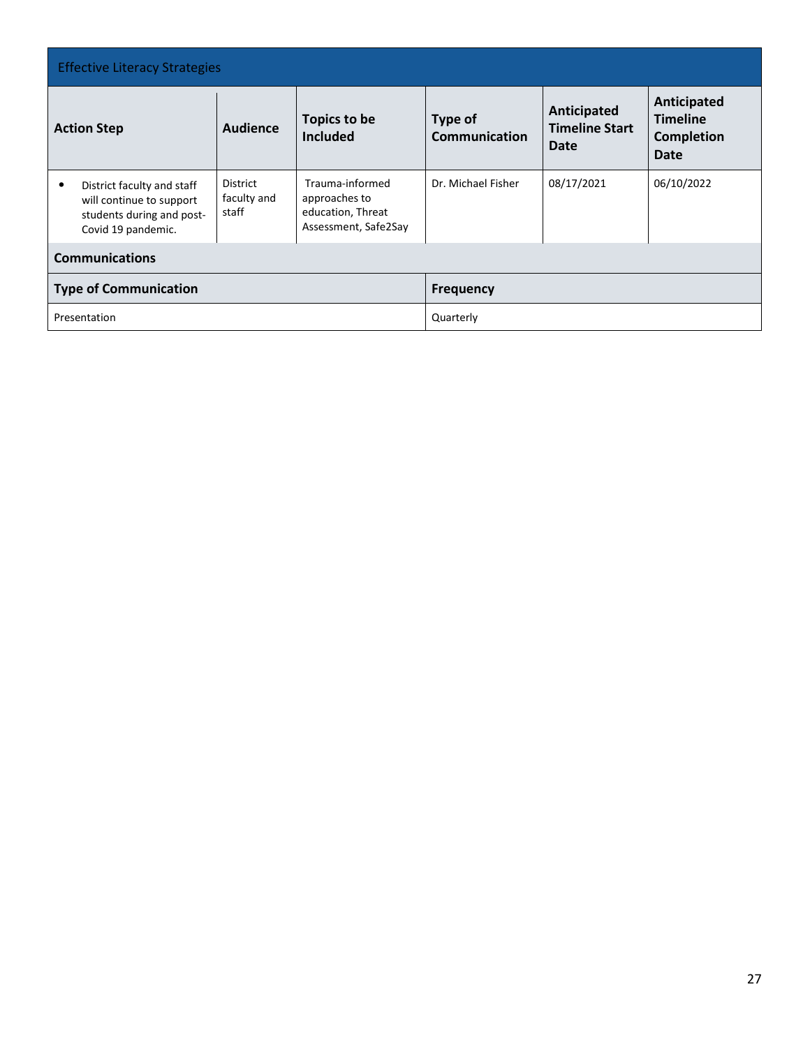## Effective Literacy Strategies

| Action Step | Audience | Topics to be Included | Type of Communication | Anticipated Timeline Start Date | Anticipated Timeline Completion Date |
|---|---|---|---|---|---|
| • District faculty and staff will continue to support students during and post-Covid 19 pandemic. | District faculty and staff | Trauma-informed approaches to education, Threat Assessment, Safe2Say | Dr. Michael Fisher | 08/17/2021 | 06/10/2022 |

### Communications

| Type of Communication | Frequency |
|---|---|
| Presentation | Quarterly |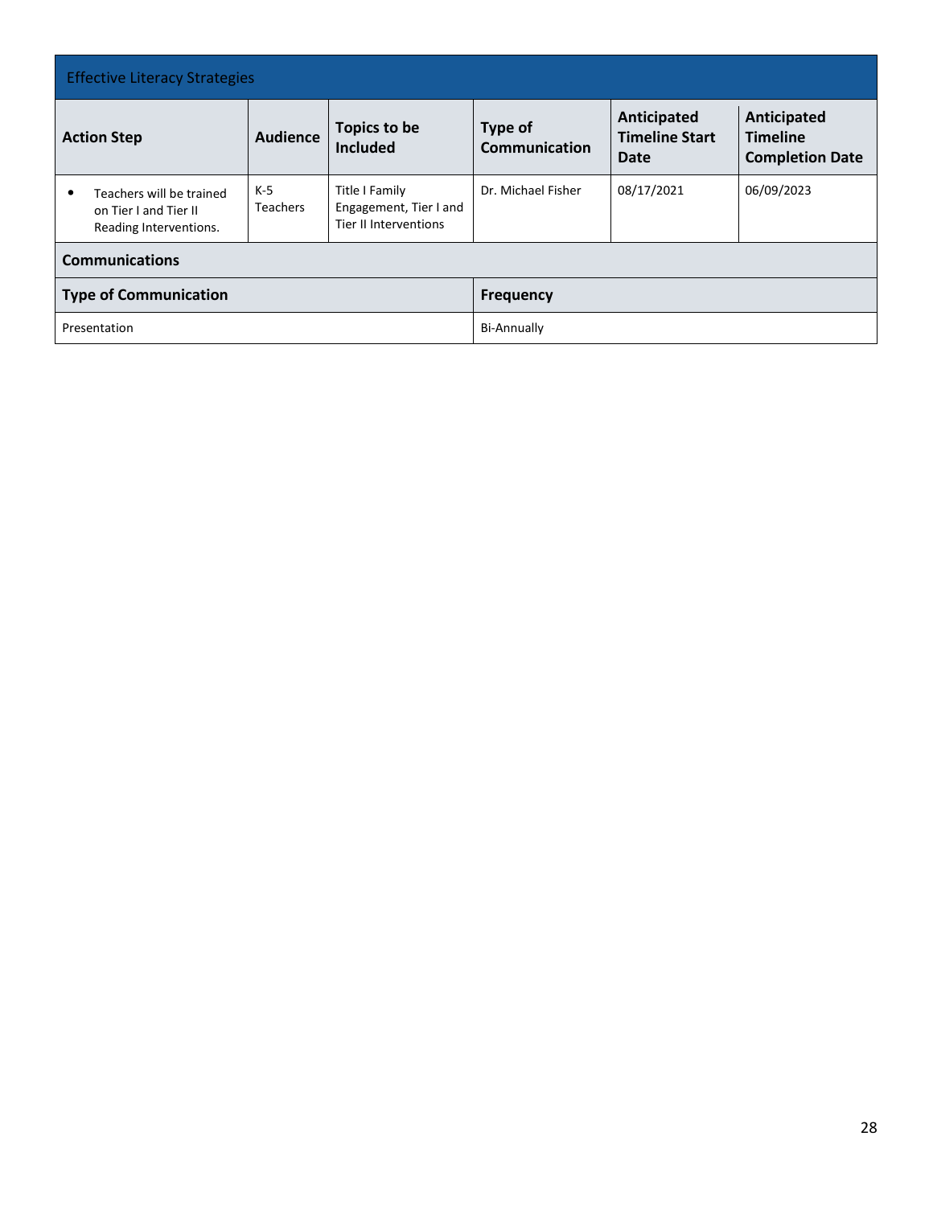## Effective Literacy Strategies

| Action Step | Audience | Topics to be Included | Type of Communication | Anticipated Timeline Start Date | Anticipated Timeline Completion Date |
|---|---|---|---|---|---|
| • Teachers will be trained on Tier I and Tier II Reading Interventions. | K-5 Teachers | Title I Family Engagement, Tier I and Tier II Interventions | Dr. Michael Fisher | 08/17/2021 | 06/09/2023 |

**Communications**

| Type of Communication | Frequency |
|---|---|
| Presentation | Bi-Annually |